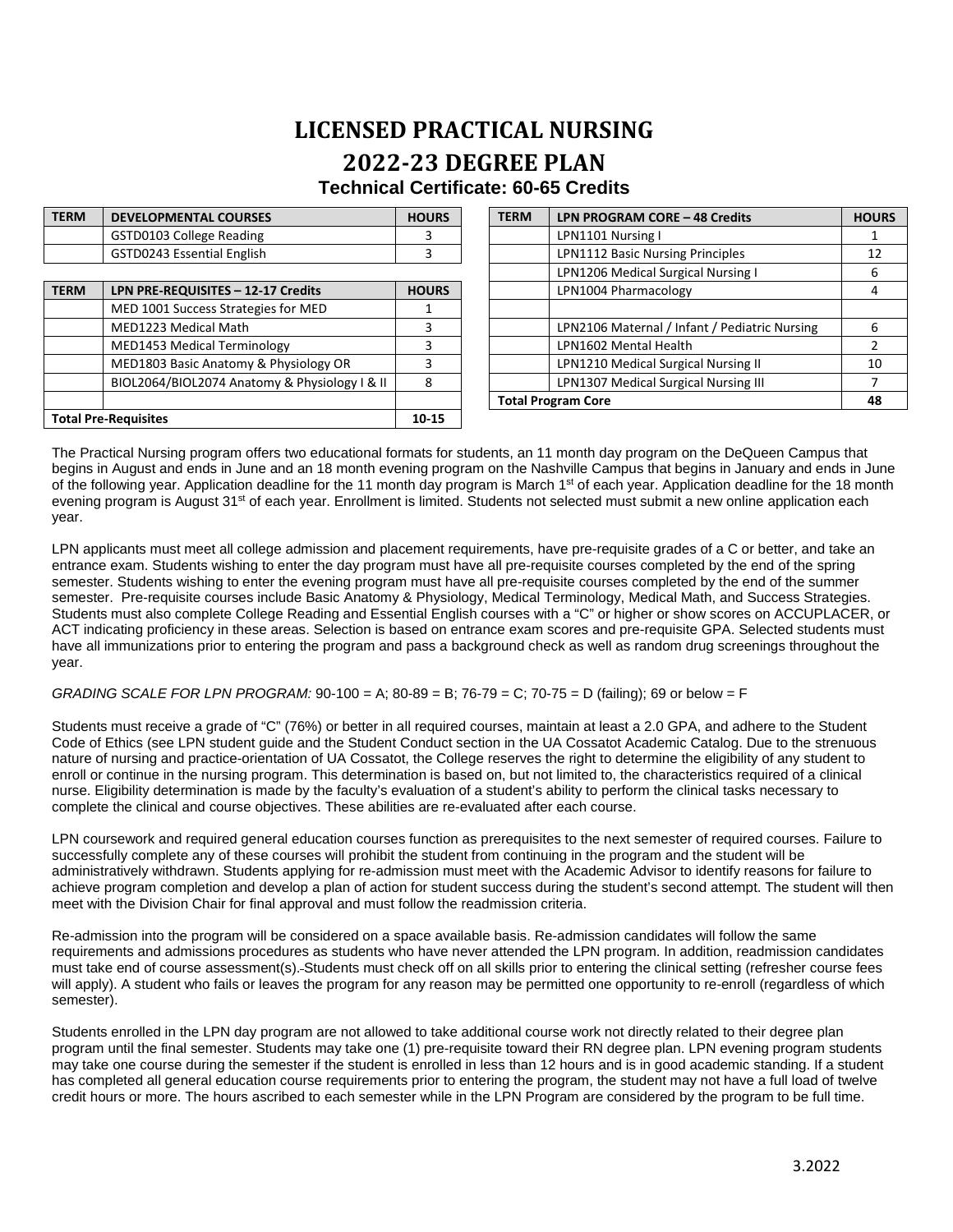# LICENSED PRACTICAL NURSING

# 2022-23 DEGREE PLAN

### Technical Certificate: 60-65 Credits

| TERM | DEVELOPMENTAL COURSES | HOURS |
|---|---|---|
| | GSTD0103 College Reading | 3 |
| | GSTD0243 Essential English | 3 |

| TERM | LPN PRE-REQUISITES – 12-17 Credits | HOURS |
|---|---|---|
| | MED 1001 Success Strategies for MED | 1 |
| | MED1223 Medical Math | 3 |
| | MED1453 Medical Terminology | 3 |
| | MED1803 Basic Anatomy & Physiology OR | 3 |
| | BIOL2064/BIOL2074 Anatomy & Physiology I & II | 8 |
| | | |
| **Total Pre-Requisites** | | **10-15** |

| TERM | LPN PROGRAM CORE – 48 Credits | HOURS |
|---|---|---|
| | LPN1101 Nursing I | 1 |
| | LPN1112 Basic Nursing Principles | 12 |
| | LPN1206 Medical Surgical Nursing I | 6 |
| | LPN1004 Pharmacology | 4 |
| | | |
| | LPN2106 Maternal / Infant / Pediatric Nursing | 6 |
| | LPN1602 Mental Health | 2 |
| | LPN1210 Medical Surgical Nursing II | 10 |
| | LPN1307 Medical Surgical Nursing III | 7 |
| **Total Program Core** | | **48** |

The Practical Nursing program offers two educational formats for students, an 11 month day program on the DeQueen Campus that begins in August and ends in June and an 18 month evening program on the Nashville Campus that begins in January and ends in June of the following year. Application deadline for the 11 month day program is March 1st of each year. Application deadline for the 18 month evening program is August 31st of each year. Enrollment is limited. Students not selected must submit a new online application each year.

LPN applicants must meet all college admission and placement requirements, have pre-requisite grades of a C or better, and take an entrance exam. Students wishing to enter the day program must have all pre-requisite courses completed by the end of the spring semester. Students wishing to enter the evening program must have all pre-requisite courses completed by the end of the summer semester. Pre-requisite courses include Basic Anatomy & Physiology, Medical Terminology, Medical Math, and Success Strategies. Students must also complete College Reading and Essential English courses with a "C" or higher or show scores on ACCUPLACER, or ACT indicating proficiency in these areas. Selection is based on entrance exam scores and pre-requisite GPA. Selected students must have all immunizations prior to entering the program and pass a background check as well as random drug screenings throughout the year.

*GRADING SCALE FOR LPN PROGRAM:* 90-100 = A; 80-89 = B; 76-79 = C; 70-75 = D (failing); 69 or below = F

Students must receive a grade of "C" (76%) or better in all required courses, maintain at least a 2.0 GPA, and adhere to the Student Code of Ethics (see LPN student guide and the Student Conduct section in the UA Cossatot Academic Catalog. Due to the strenuous nature of nursing and practice-orientation of UA Cossatot, the College reserves the right to determine the eligibility of any student to enroll or continue in the nursing program. This determination is based on, but not limited to, the characteristics required of a clinical nurse. Eligibility determination is made by the faculty's evaluation of a student's ability to perform the clinical tasks necessary to complete the clinical and course objectives. These abilities are re-evaluated after each course.

LPN coursework and required general education courses function as prerequisites to the next semester of required courses. Failure to successfully complete any of these courses will prohibit the student from continuing in the program and the student will be administratively withdrawn. Students applying for re-admission must meet with the Academic Advisor to identify reasons for failure to achieve program completion and develop a plan of action for student success during the student's second attempt. The student will then meet with the Division Chair for final approval and must follow the readmission criteria.

Re-admission into the program will be considered on a space available basis. Re-admission candidates will follow the same requirements and admissions procedures as students who have never attended the LPN program. In addition, readmission candidates must take end of course assessment(s). Students must check off on all skills prior to entering the clinical setting (refresher course fees will apply). A student who fails or leaves the program for any reason may be permitted one opportunity to re-enroll (regardless of which semester).

Students enrolled in the LPN day program are not allowed to take additional course work not directly related to their degree plan program until the final semester. Students may take one (1) pre-requisite toward their RN degree plan. LPN evening program students may take one course during the semester if the student is enrolled in less than 12 hours and is in good academic standing. If a student has completed all general education course requirements prior to entering the program, the student may not have a full load of twelve credit hours or more. The hours ascribed to each semester while in the LPN Program are considered by the program to be full time.

3.2022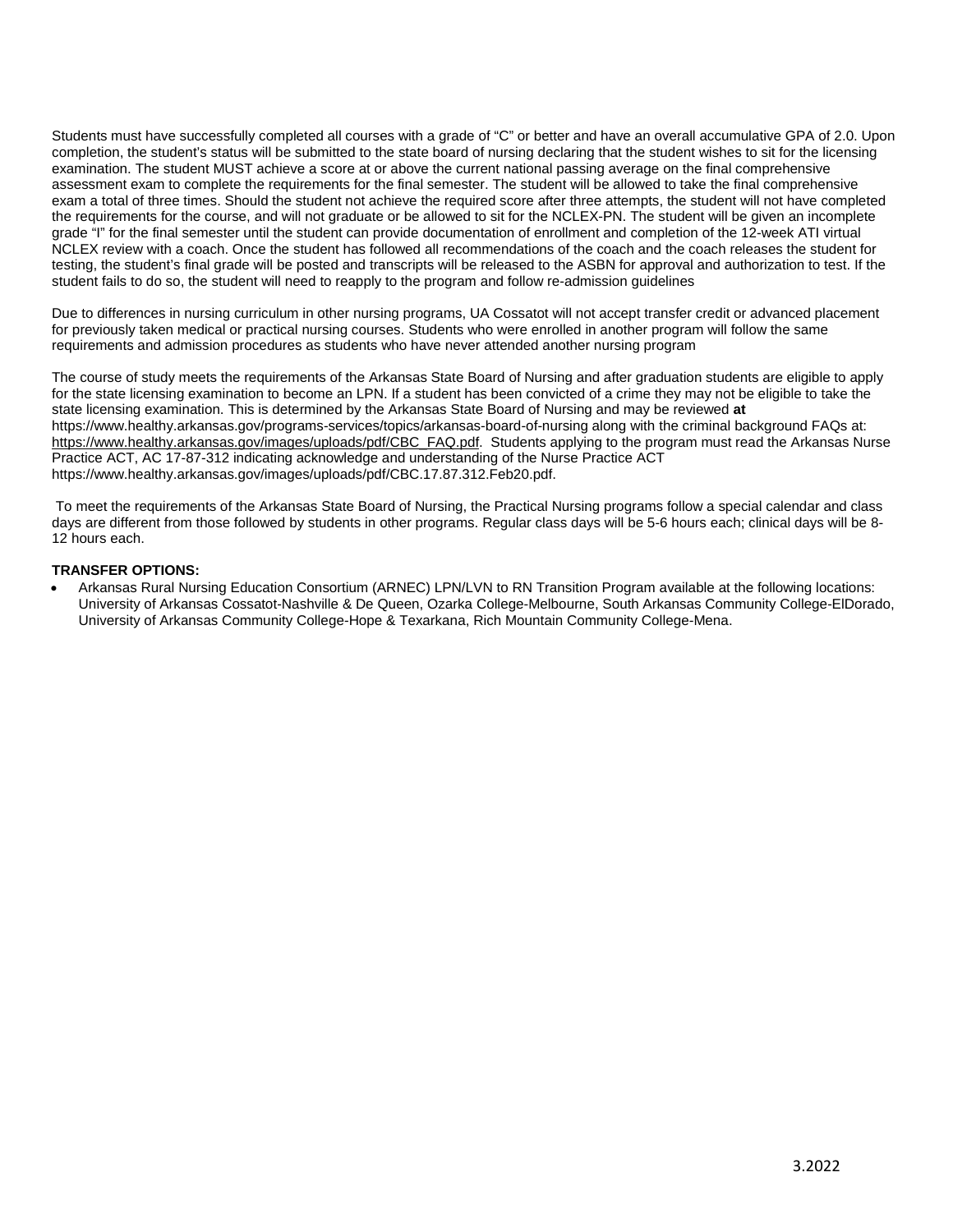Students must have successfully completed all courses with a grade of "C" or better and have an overall accumulative GPA of 2.0. Upon completion, the student's status will be submitted to the state board of nursing declaring that the student wishes to sit for the licensing examination. The student MUST achieve a score at or above the current national passing average on the final comprehensive assessment exam to complete the requirements for the final semester. The student will be allowed to take the final comprehensive exam a total of three times. Should the student not achieve the required score after three attempts, the student will not have completed the requirements for the course, and will not graduate or be allowed to sit for the NCLEX-PN. The student will be given an incomplete grade "I" for the final semester until the student can provide documentation of enrollment and completion of the 12-week ATI virtual NCLEX review with a coach. Once the student has followed all recommendations of the coach and the coach releases the student for testing, the student's final grade will be posted and transcripts will be released to the ASBN for approval and authorization to test. If the student fails to do so, the student will need to reapply to the program and follow re-admission guidelines

Due to differences in nursing curriculum in other nursing programs, UA Cossatot will not accept transfer credit or advanced placement for previously taken medical or practical nursing courses. Students who were enrolled in another program will follow the same requirements and admission procedures as students who have never attended another nursing program

The course of study meets the requirements of the Arkansas State Board of Nursing and after graduation students are eligible to apply for the state licensing examination to become an LPN. If a student has been convicted of a crime they may not be eligible to take the state licensing examination. This is determined by the Arkansas State Board of Nursing and may be reviewed **at** https://www.healthy.arkansas.gov/programs-services/topics/arkansas-board-of-nursing along with the criminal background FAQs at: https://www.healthy.arkansas.gov/images/uploads/pdf/CBC_FAQ.pdf. Students applying to the program must read the Arkansas Nurse Practice ACT, AC 17-87-312 indicating acknowledge and understanding of the Nurse Practice ACT https://www.healthy.arkansas.gov/images/uploads/pdf/CBC.17.87.312.Feb20.pdf.

To meet the requirements of the Arkansas State Board of Nursing, the Practical Nursing programs follow a special calendar and class days are different from those followed by students in other programs. Regular class days will be 5-6 hours each; clinical days will be 8-12 hours each.

**TRANSFER OPTIONS:**

- Arkansas Rural Nursing Education Consortium (ARNEC) LPN/LVN to RN Transition Program available at the following locations: University of Arkansas Cossatot-Nashville & De Queen, Ozarka College-Melbourne, South Arkansas Community College-ElDorado, University of Arkansas Community College-Hope & Texarkana, Rich Mountain Community College-Mena.

3.2022